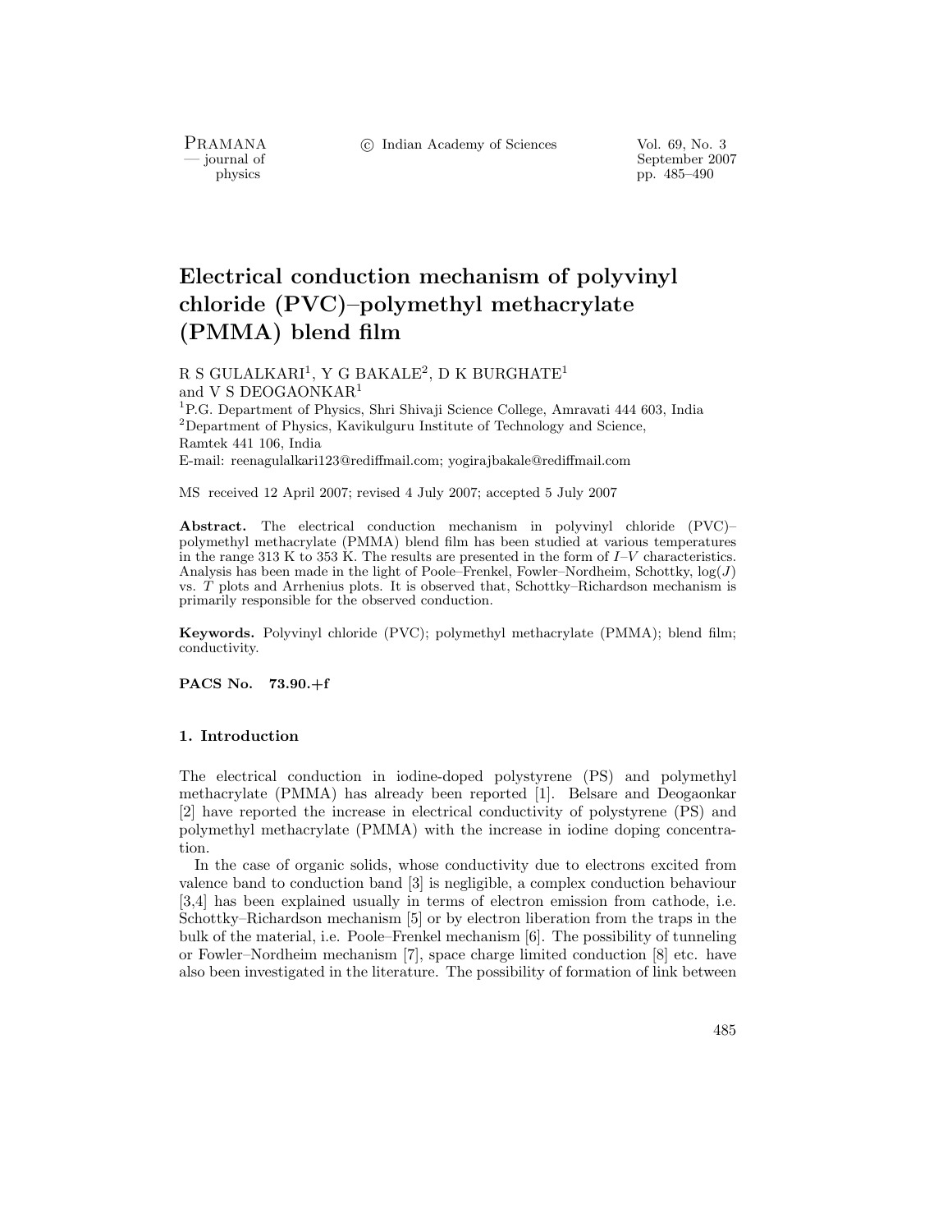# Electrical conduction mechanism of polyvinyl chloride (PVC)–polymethyl methacrylate (PMMA) blend film

R S GULALKARI[1], Y G BAKALE[2], D K BURGHATE[1] and V S DEOGAONKAR[1]

[1]P.G. Department of Physics, Shri Shivaji Science College, Amravati 444 603, India
[2]Department of Physics, Kavikulguru Institute of Technology and Science, Ramtek 441 106, India
E-mail: reenagulalkari123@rediffmail.com; yogirajbakale@rediffmail.com

MS received 12 April 2007; revised 4 July 2007; accepted 5 July 2007

**Abstract.** The electrical conduction mechanism in polyvinyl chloride (PVC)–polymethyl methacrylate (PMMA) blend film has been studied at various temperatures in the range 313 K to 353 K. The results are presented in the form of $I$–$V$ characteristics. Analysis has been made in the light of Poole–Frenkel, Fowler–Nordheim, Schottky, $\log(J)$ vs. $T$ plots and Arrhenius plots. It is observed that, Schottky–Richardson mechanism is primarily responsible for the observed conduction.

**Keywords.** Polyvinyl chloride (PVC); polymethyl methacrylate (PMMA); blend film; conductivity.

**PACS No. 73.90.+f**

## 1. Introduction

The electrical conduction in iodine-doped polystyrene (PS) and polymethyl methacrylate (PMMA) has already been reported [1]. Belsare and Deogaonkar [2] have reported the increase in electrical conductivity of polystyrene (PS) and polymethyl methacrylate (PMMA) with the increase in iodine doping concentration.

In the case of organic solids, whose conductivity due to electrons excited from valence band to conduction band [3] is negligible, a complex conduction behaviour [3,4] has been explained usually in terms of electron emission from cathode, i.e. Schottky–Richardson mechanism [5] or by electron liberation from the traps in the bulk of the material, i.e. Poole–Frenkel mechanism [6]. The possibility of tunneling or Fowler–Nordheim mechanism [7], space charge limited conduction [8] etc. have also been investigated in the literature. The possibility of formation of link between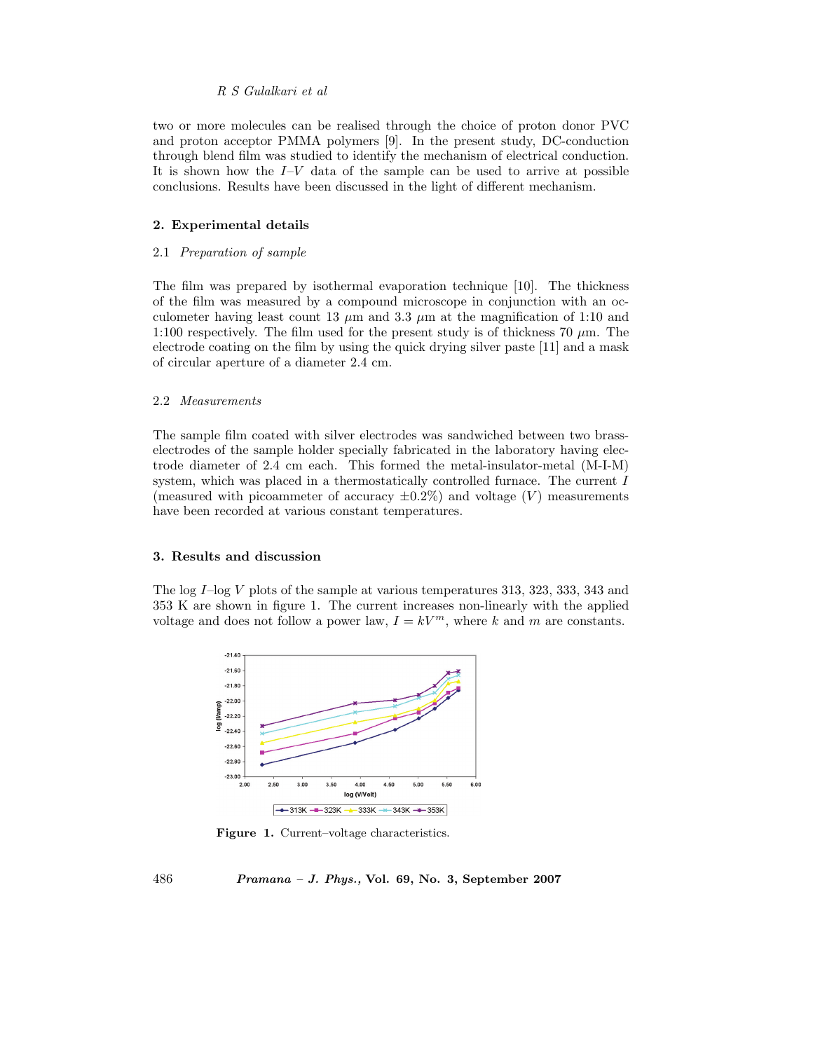two or more molecules can be realised through the choice of proton donor PVC and proton acceptor PMMA polymers [9]. In the present study, DC-conduction through blend film was studied to identify the mechanism of electrical conduction. It is shown how the $I$–$V$ data of the sample can be used to arrive at possible conclusions. Results have been discussed in the light of different mechanism.

## 2. Experimental details

### 2.1 *Preparation of sample*

The film was prepared by isothermal evaporation technique [10]. The thickness of the film was measured by a compound microscope in conjunction with an occulometer having least count 13 $\mu$m and 3.3 $\mu$m at the magnification of 1:10 and 1:100 respectively. The film used for the present study is of thickness 70 $\mu$m. The electrode coating on the film by using the quick drying silver paste [11] and a mask of circular aperture of a diameter 2.4 cm.

### 2.2 *Measurements*

The sample film coated with silver electrodes was sandwiched between two brass-electrodes of the sample holder specially fabricated in the laboratory having electrode diameter of 2.4 cm each. This formed the metal-insulator-metal (M-I-M) system, which was placed in a thermostatically controlled furnace. The current $I$ (measured with picoammeter of accuracy $\pm 0.2\%$) and voltage ($V$) measurements have been recorded at various constant temperatures.

## 3. Results and discussion

The log $I$–log $V$ plots of the sample at various temperatures 313, 323, 333, 343 and 353 K are shown in figure 1. The current increases non-linearly with the applied voltage and does not follow a power law, $I = kV^m$, where $k$ and $m$ are constants.

**Figure 1.** Current–voltage characteristics.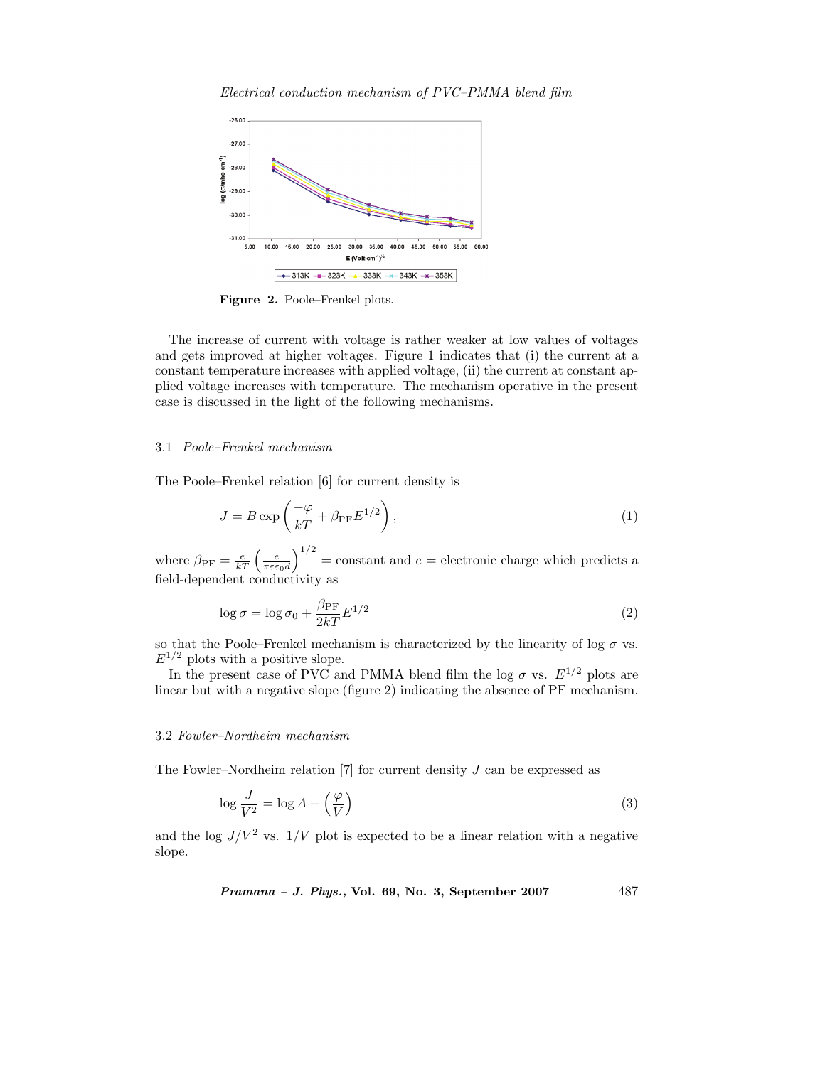Figure 2. Poole–Frenkel plots.

The increase of current with voltage is rather weaker at low values of voltages and gets improved at higher voltages. Figure 1 indicates that (i) the current at a constant temperature increases with applied voltage, (ii) the current at constant applied voltage increases with temperature. The mechanism operative in the present case is discussed in the light of the following mechanisms.

### 3.1 *Poole–Frenkel mechanism*

The Poole–Frenkel relation [6] for current density is

$$J = B \exp\left(\frac{-\varphi}{kT} + \beta_{\mathrm{PF}} E^{1/2}\right), \tag{1}$$

where $\beta_{\mathrm{PF}} = \frac{e}{kT}\left(\frac{e}{\pi\varepsilon\varepsilon_0 d}\right)^{1/2}$ = constant and $e$ = electronic charge which predicts a field-dependent conductivity as

$$\log \sigma = \log \sigma_0 + \frac{\beta_{\mathrm{PF}}}{2kT} E^{1/2} \tag{2}$$

so that the Poole–Frenkel mechanism is characterized by the linearity of $\log \sigma$ vs. $E^{1/2}$ plots with a positive slope.

In the present case of PVC and PMMA blend film the $\log \sigma$ vs. $E^{1/2}$ plots are linear but with a negative slope (figure 2) indicating the absence of PF mechanism.

### 3.2 *Fowler–Nordheim mechanism*

The Fowler–Nordheim relation [7] for current density $J$ can be expressed as

$$\log \frac{J}{V^2} = \log A - \left(\frac{\varphi}{V}\right) \tag{3}$$

and the $\log J/V^2$ vs. $1/V$ plot is expected to be a linear relation with a negative slope.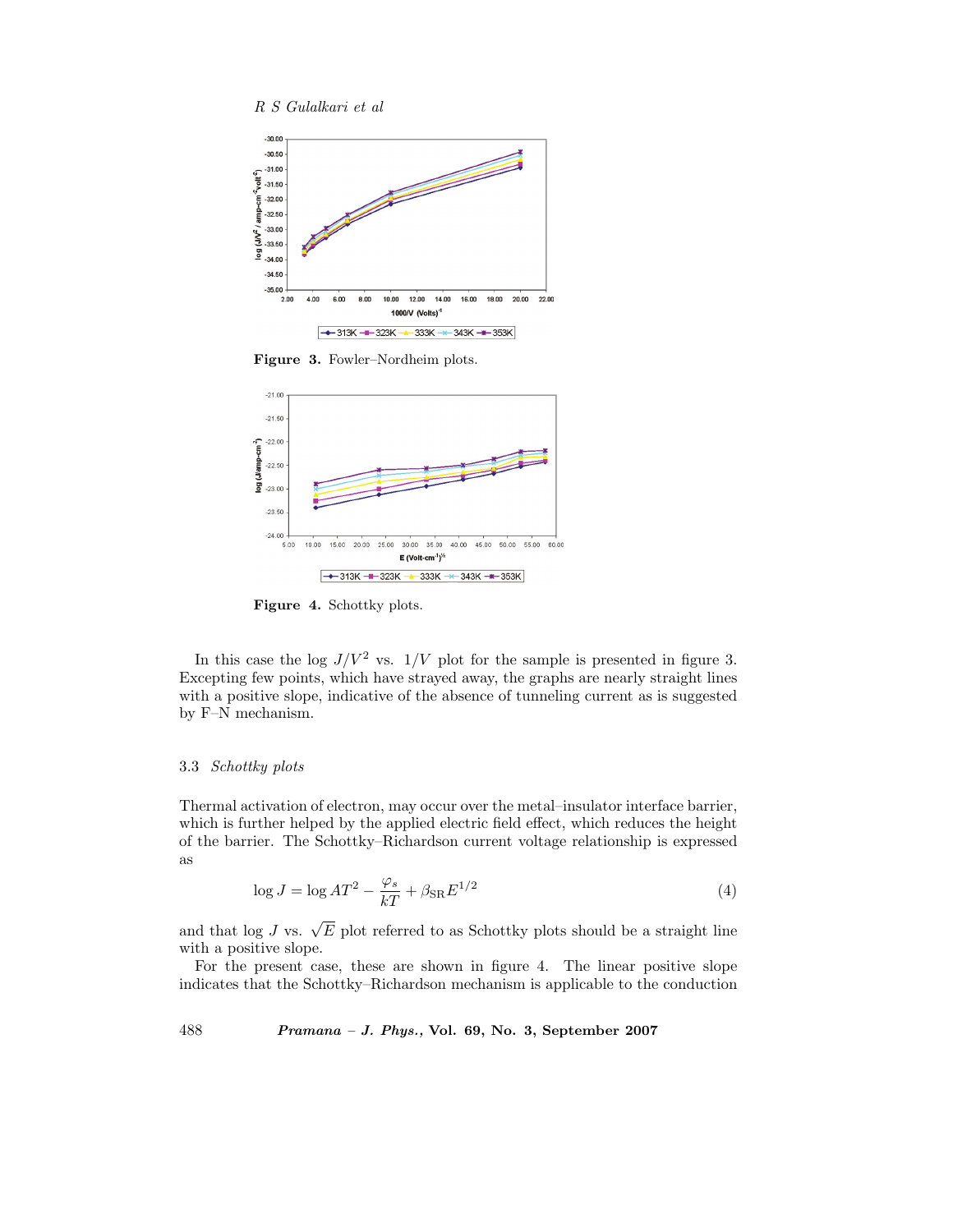Figure 3. Fowler–Nordheim plots.

Figure 4. Schottky plots.

In this case the log $J/V^2$ vs. $1/V$ plot for the sample is presented in figure 3. Excepting few points, which have strayed away, the graphs are nearly straight lines with a positive slope, indicative of the absence of tunneling current as is suggested by F–N mechanism.

### 3.3 *Schottky plots*

Thermal activation of electron, may occur over the metal–insulator interface barrier, which is further helped by the applied electric field effect, which reduces the height of the barrier. The Schottky–Richardson current voltage relationship is expressed as

$$\log J = \log AT^2 - \frac{\varphi_s}{kT} + \beta_{\mathrm{SR}} E^{1/2} \tag{4}$$

and that log $J$ vs. $\sqrt{E}$ plot referred to as Schottky plots should be a straight line with a positive slope.

For the present case, these are shown in figure 4. The linear positive slope indicates that the Schottky–Richardson mechanism is applicable to the conduction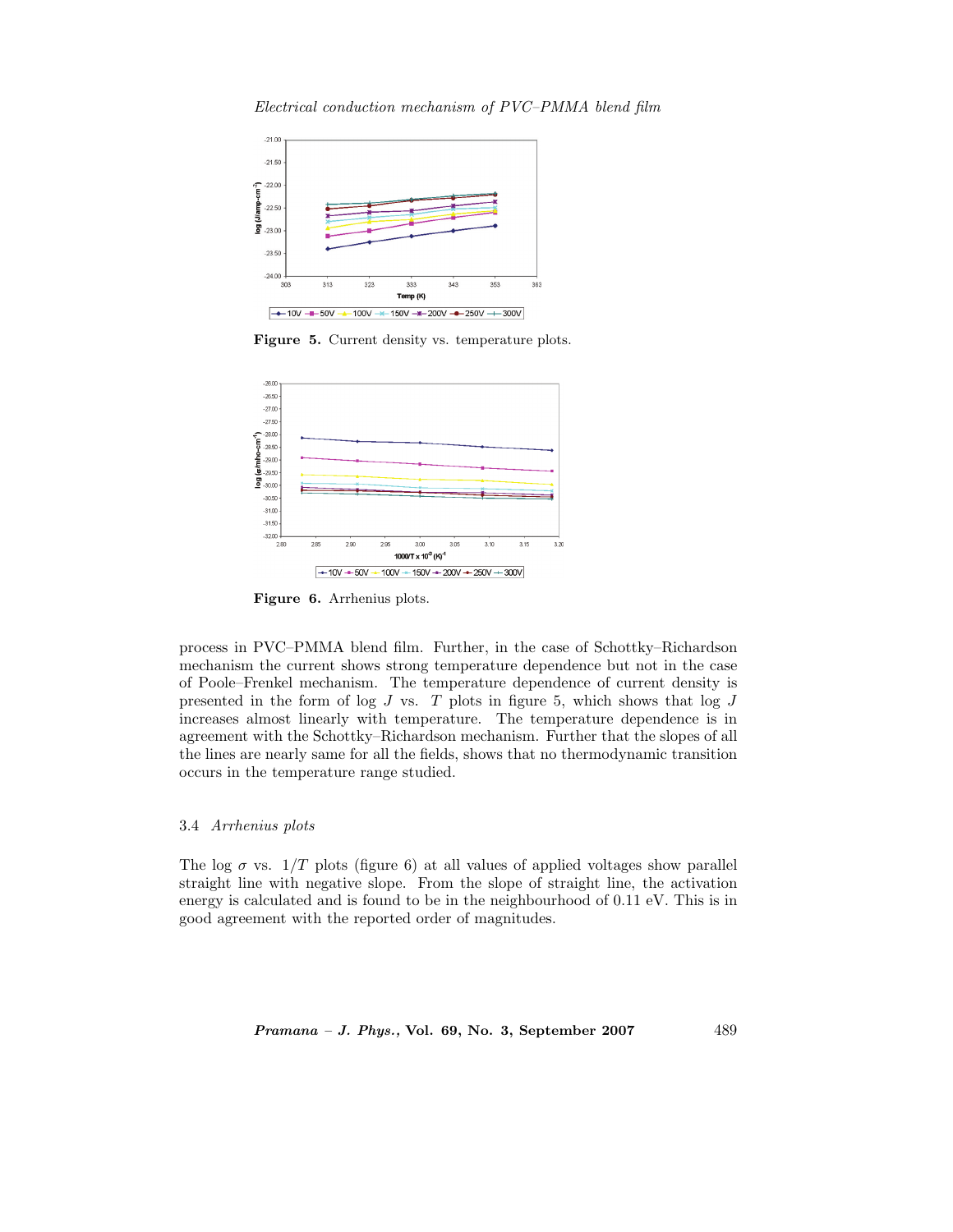**Figure 5.** Current density vs. temperature plots.

**Figure 6.** Arrhenius plots.

process in PVC–PMMA blend film. Further, in the case of Schottky–Richardson mechanism the current shows strong temperature dependence but not in the case of Poole–Frenkel mechanism. The temperature dependence of current density is presented in the form of log $J$ vs. $T$ plots in figure 5, which shows that log $J$ increases almost linearly with temperature. The temperature dependence is in agreement with the Schottky–Richardson mechanism. Further that the slopes of all the lines are nearly same for all the fields, shows that no thermodynamic transition occurs in the temperature range studied.

### 3.4 *Arrhenius plots*

The log $\sigma$ vs. $1/T$ plots (figure 6) at all values of applied voltages show parallel straight line with negative slope. From the slope of straight line, the activation energy is calculated and is found to be in the neighbourhood of 0.11 eV. This is in good agreement with the reported order of magnitudes.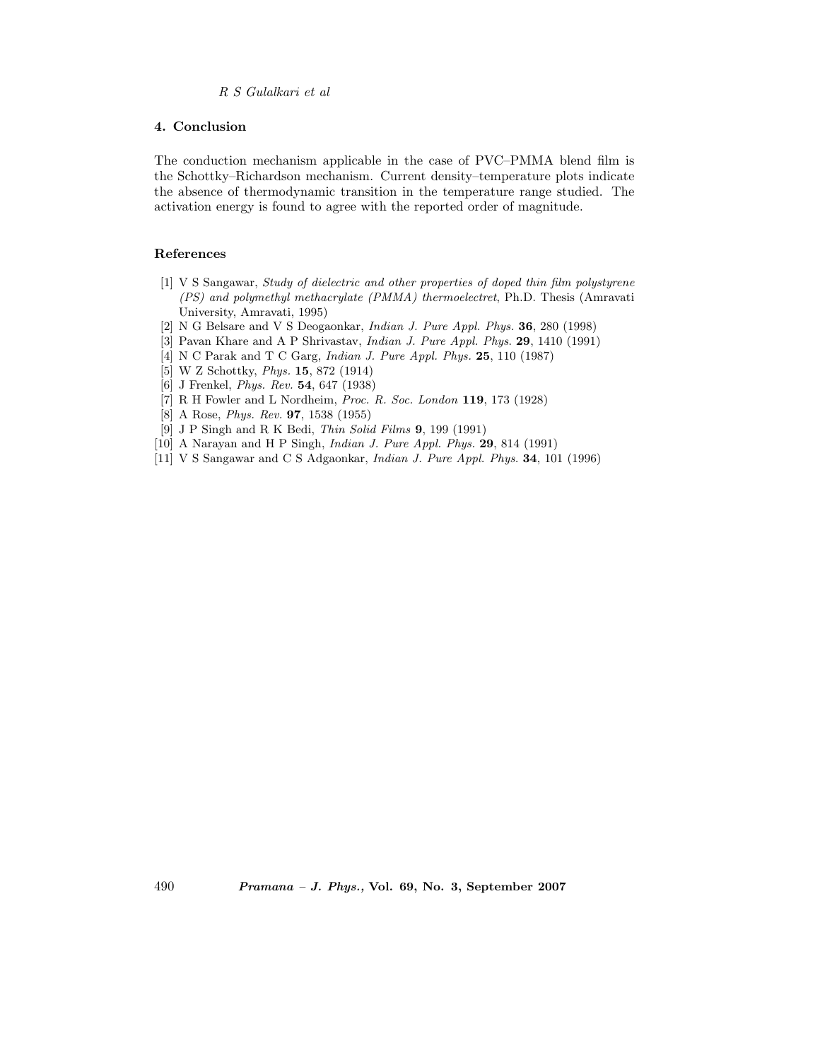## 4. Conclusion

The conduction mechanism applicable in the case of PVC–PMMA blend film is the Schottky–Richardson mechanism. Current density–temperature plots indicate the absence of thermodynamic transition in the temperature range studied. The activation energy is found to agree with the reported order of magnitude.

## References

[1] V S Sangawar, *Study of dielectric and other properties of doped thin film polystyrene (PS) and polymethyl methacrylate (PMMA) thermoelectret*, Ph.D. Thesis (Amravati University, Amravati, 1995)

[2] N G Belsare and V S Deogaonkar, *Indian J. Pure Appl. Phys.* **36**, 280 (1998)

[3] Pavan Khare and A P Shrivastav, *Indian J. Pure Appl. Phys.* **29**, 1410 (1991)

[4] N C Parak and T C Garg, *Indian J. Pure Appl. Phys.* **25**, 110 (1987)

[5] W Z Schottky, *Phys.* **15**, 872 (1914)

[6] J Frenkel, *Phys. Rev.* **54**, 647 (1938)

[7] R H Fowler and L Nordheim, *Proc. R. Soc. London* **119**, 173 (1928)

[8] A Rose, *Phys. Rev.* **97**, 1538 (1955)

[9] J P Singh and R K Bedi, *Thin Solid Films* **9**, 199 (1991)

[10] A Narayan and H P Singh, *Indian J. Pure Appl. Phys.* **29**, 814 (1991)

[11] V S Sangawar and C S Adgaonkar, *Indian J. Pure Appl. Phys.* **34**, 101 (1996)